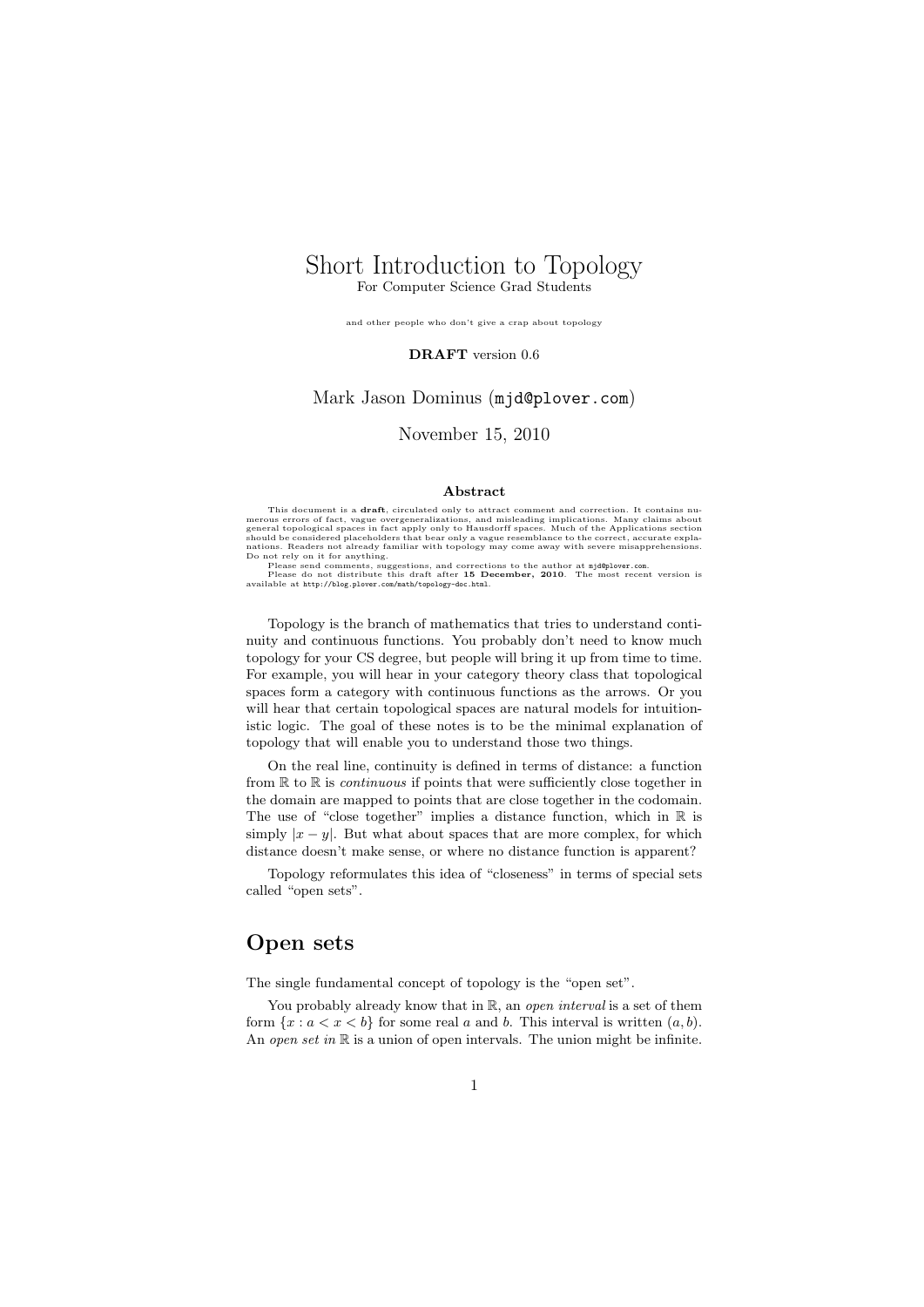# Short Introduction to Topology

For Computer Science Grad Students

and other people who don't give a crap about topology

**DRAFT** version 0.6

Mark Jason Dominus (mjd@plover.com)

November 15, 2010

### Abstract

This document is a **draft**, circulated only to attract comment and correction. It contains numerous errors of fact, vague overgeneralizations, and misleading implications. Many claims about general topological spaces in fact apply only to Hausdorff spaces. Much of the Applications section should be considered placeholders that bear only a vague resemblance to the correct, accurate explanations. Readers not already familiar with topology may come away with severe misapprehensions. Do not rely on it for anything.

Please send comments, suggestions, and corrections to the author at mjd@plover.com.

Please do not distribute this draft after **15 December, 2010**. The most recent version is available at http://blog.plover.com/math/topology-doc.html.

Topology is the branch of mathematics that tries to understand continuity and continuous functions. You probably don't need to know much topology for your CS degree, but people will bring it up from time to time. For example, you will hear in your category theory class that topological spaces form a category with continuous functions as the arrows. Or you will hear that certain topological spaces are natural models for intuitionistic logic. The goal of these notes is to be the minimal explanation of topology that will enable you to understand those two things.

On the real line, continuity is defined in terms of distance: a function from $\mathbb{R}$ to $\mathbb{R}$ is *continuous* if points that were sufficiently close together in the domain are mapped to points that are close together in the codomain. The use of "close together" implies a distance function, which in $\mathbb{R}$ is simply $|x - y|$. But what about spaces that are more complex, for which distance doesn't make sense, or where no distance function is apparent?

Topology reformulates this idea of "closeness" in terms of special sets called "open sets".

## Open sets

The single fundamental concept of topology is the "open set".

You probably already know that in $\mathbb{R}$, an *open interval* is a set of them form $\{x : a < x < b\}$ for some real $a$ and $b$. This interval is written $(a, b)$. An *open set in* $\mathbb{R}$ is a union of open intervals. The union might be infinite.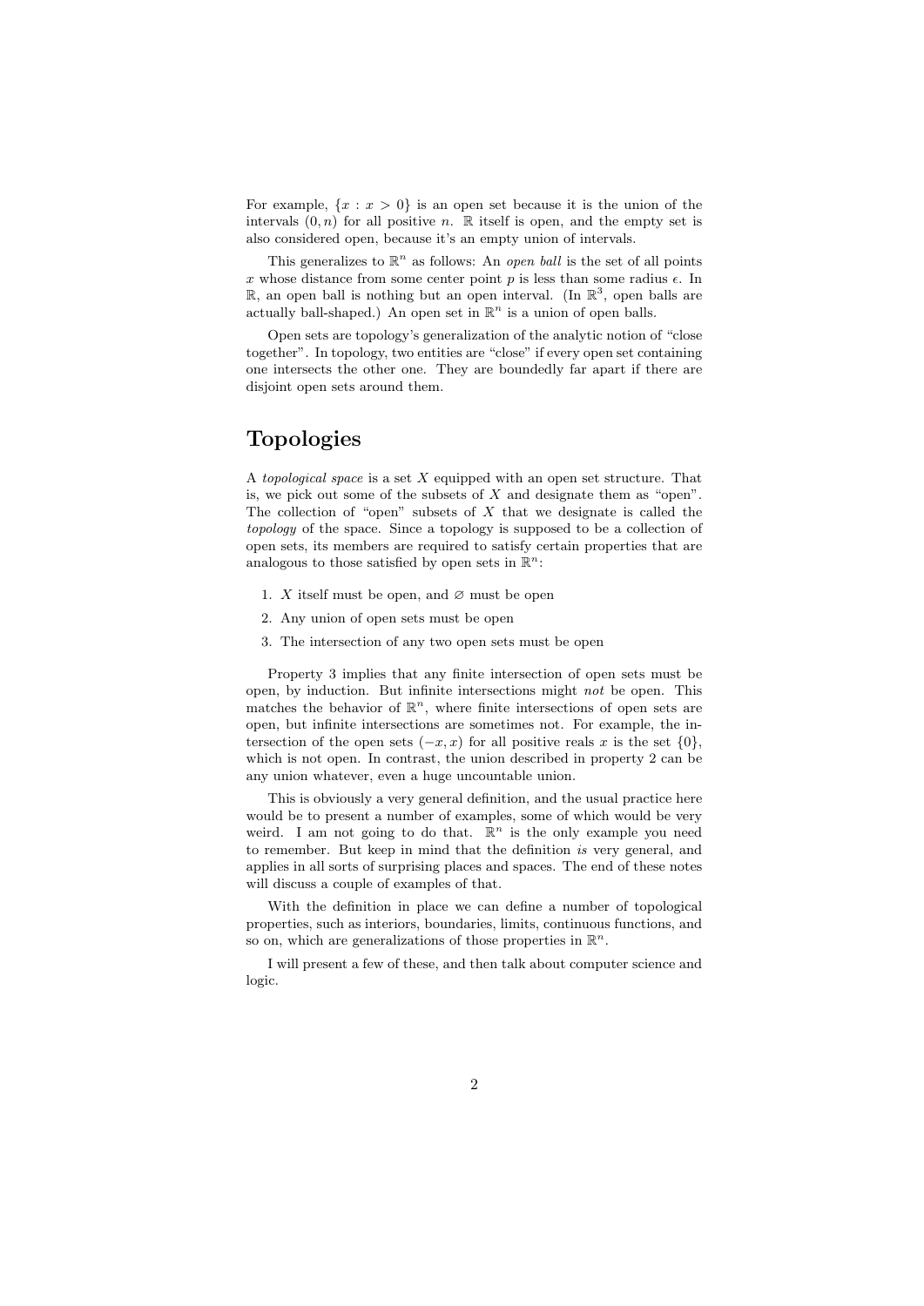For example, $\{x : x > 0\}$ is an open set because it is the union of the intervals $(0, n)$ for all positive $n$. $\mathbb{R}$ itself is open, and the empty set is also considered open, because it's an empty union of intervals.

This generalizes to $\mathbb{R}^n$ as follows: An *open ball* is the set of all points $x$ whose distance from some center point $p$ is less than some radius $\epsilon$. In $\mathbb{R}$, an open ball is nothing but an open interval. (In $\mathbb{R}^3$, open balls are actually ball-shaped.) An open set in $\mathbb{R}^n$ is a union of open balls.

Open sets are topology's generalization of the analytic notion of "close together". In topology, two entities are "close" if every open set containing one intersects the other one. They are boundedly far apart if there are disjoint open sets around them.

## Topologies

A *topological space* is a set $X$ equipped with an open set structure. That is, we pick out some of the subsets of $X$ and designate them as "open". The collection of "open" subsets of $X$ that we designate is called the *topology* of the space. Since a topology is supposed to be a collection of open sets, its members are required to satisfy certain properties that are analogous to those satisfied by open sets in $\mathbb{R}^n$:

1. $X$ itself must be open, and $\varnothing$ must be open
2. Any union of open sets must be open
3. The intersection of any two open sets must be open

Property 3 implies that any finite intersection of open sets must be open, by induction. But infinite intersections might *not* be open. This matches the behavior of $\mathbb{R}^n$, where finite intersections of open sets are open, but infinite intersections are sometimes not. For example, the intersection of the open sets $(-x, x)$ for all positive reals $x$ is the set $\{0\}$, which is not open. In contrast, the union described in property 2 can be any union whatever, even a huge uncountable union.

This is obviously a very general definition, and the usual practice here would be to present a number of examples, some of which would be very weird. I am not going to do that. $\mathbb{R}^n$ is the only example you need to remember. But keep in mind that the definition *is* very general, and applies in all sorts of surprising places and spaces. The end of these notes will discuss a couple of examples of that.

With the definition in place we can define a number of topological properties, such as interiors, boundaries, limits, continuous functions, and so on, which are generalizations of those properties in $\mathbb{R}^n$.

I will present a few of these, and then talk about computer science and logic.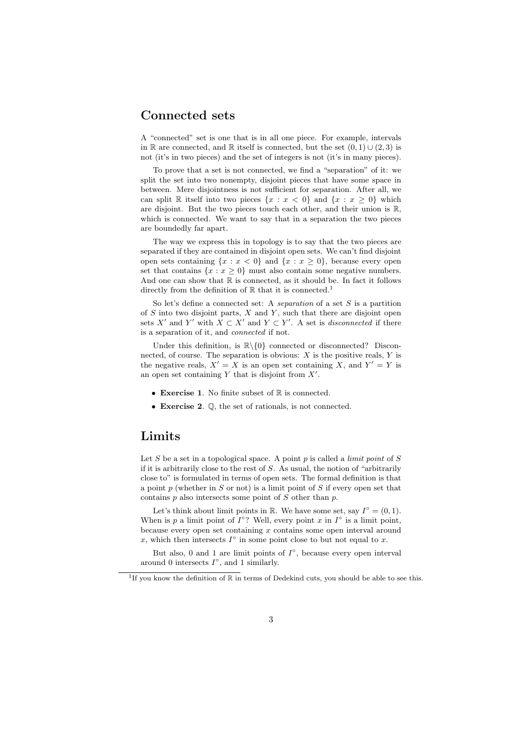## Connected sets

A "connected" set is one that is in all one piece. For example, intervals in $\mathbb{R}$ are connected, and $\mathbb{R}$ itself is connected, but the set $(0,1) \cup (2,3)$ is not (it's in two pieces) and the set of integers is not (it's in many pieces).

To prove that a set is not connected, we find a "separation" of it: we split the set into two nonempty, disjoint pieces that have some space in between. Mere disjointness is not sufficient for separation. After all, we can split $\mathbb{R}$ itself into two pieces $\{x : x < 0\}$ and $\{x : x \geq 0\}$ which are disjoint. But the two pieces touch each other, and their union is $\mathbb{R}$, which is connected. We want to say that in a separation the two pieces are boundedly far apart.

The way we express this in topology is to say that the two pieces are separated if they are contained in disjoint open sets. We can't find disjoint open sets containing $\{x : x < 0\}$ and $\{x : x \geq 0\}$, because every open set that contains $\{x : x \geq 0\}$ must also contain some negative numbers. And one can show that $\mathbb{R}$ is connected, as it should be. In fact it follows directly from the definition of $\mathbb{R}$ that it is connected.[1]

So let's define a connected set: A *separation* of a set $S$ is a partition of $S$ into two disjoint parts, $X$ and $Y$, such that there are disjoint open sets $X'$ and $Y'$ with $X \subset X'$ and $Y \subset Y'$. A set is *disconnected* if there is a separation of it, and *connected* if not.

Under this definition, is $\mathbb{R} \backslash \{0\}$ connected or disconnected? Disconnected, of course. The separation is obvious: $X$ is the positive reals, $Y$ is the negative reals, $X' = X$ is an open set containing $X$, and $Y' = Y$ is an open set containing $Y$ that is disjoint from $X'$.

- **Exercise 1**. No finite subset of $\mathbb{R}$ is connected.
- **Exercise 2**. $\mathbb{Q}$, the set of rationals, is not connected.

## Limits

Let $S$ be a set in a topological space. A point $p$ is called a *limit point* of $S$ if it is arbitrarily close to the rest of $S$. As usual, the notion of "arbitrarily close to" is formulated in terms of open sets. The formal definition is that a point $p$ (whether in $S$ or not) is a limit point of $S$ if every open set that contains $p$ also intersects some point of $S$ other than $p$.

Let's think about limit points in $\mathbb{R}$. We have some set, say $I^\circ = (0,1)$. When is $p$ a limit point of $I^\circ$? Well, every point $x$ in $I^\circ$ is a limit point, because every open set containing $x$ contains some open interval around $x$, which then intersects $I^\circ$ in some point close to but not equal to $x$.

But also, 0 and 1 are limit points of $I^\circ$, because every open interval around 0 intersects $I^\circ$, and 1 similarly.

[1] If you know the definition of $\mathbb{R}$ in terms of Dedekind cuts, you should be able to see this.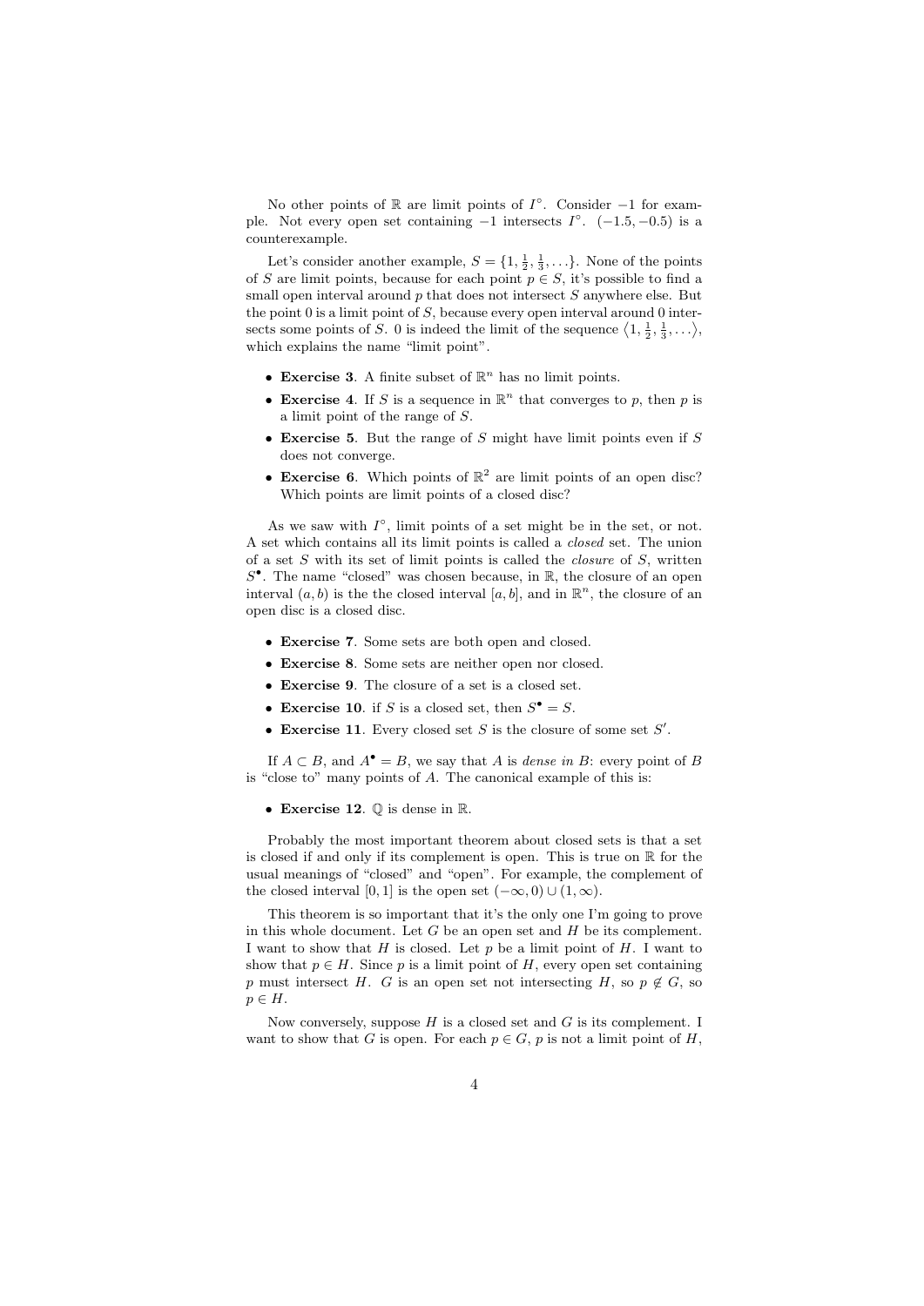No other points of $\mathbb{R}$ are limit points of $I^\circ$. Consider $-1$ for example. Not every open set containing $-1$ intersects $I^\circ$. $(-1.5, -0.5)$ is a counterexample.

Let's consider another example, $S = \{1, \frac{1}{2}, \frac{1}{3}, \ldots\}$. None of the points of $S$ are limit points, because for each point $p \in S$, it's possible to find a small open interval around $p$ that does not intersect $S$ anywhere else. But the point 0 is a limit point of $S$, because every open interval around 0 intersects some points of $S$. 0 is indeed the limit of the sequence $\langle 1, \frac{1}{2}, \frac{1}{3}, \ldots \rangle$, which explains the name "limit point".

- **Exercise 3**. A finite subset of $\mathbb{R}^n$ has no limit points.
- **Exercise 4**. If $S$ is a sequence in $\mathbb{R}^n$ that converges to $p$, then $p$ is a limit point of the range of $S$.
- **Exercise 5**. But the range of $S$ might have limit points even if $S$ does not converge.
- **Exercise 6**. Which points of $\mathbb{R}^2$ are limit points of an open disc? Which points are limit points of a closed disc?

As we saw with $I^\circ$, limit points of a set might be in the set, or not. A set which contains all its limit points is called a *closed* set. The union of a set $S$ with its set of limit points is called the *closure* of $S$, written $S^\bullet$. The name "closed" was chosen because, in $\mathbb{R}$, the closure of an open interval $(a, b)$ is the the closed interval $[a, b]$, and in $\mathbb{R}^n$, the closure of an open disc is a closed disc.

- **Exercise 7**. Some sets are both open and closed.
- **Exercise 8**. Some sets are neither open nor closed.
- **Exercise 9**. The closure of a set is a closed set.
- **Exercise 10**. if $S$ is a closed set, then $S^\bullet = S$.
- **Exercise 11**. Every closed set $S$ is the closure of some set $S'$.

If $A \subset B$, and $A^\bullet = B$, we say that $A$ is *dense in* $B$: every point of $B$ is "close to" many points of $A$. The canonical example of this is:

- **Exercise 12**. $\mathbb{Q}$ is dense in $\mathbb{R}$.

Probably the most important theorem about closed sets is that a set is closed if and only if its complement is open. This is true on $\mathbb{R}$ for the usual meanings of "closed" and "open". For example, the complement of the closed interval $[0, 1]$ is the open set $(-\infty, 0) \cup (1, \infty)$.

This theorem is so important that it's the only one I'm going to prove in this whole document. Let $G$ be an open set and $H$ be its complement. I want to show that $H$ is closed. Let $p$ be a limit point of $H$. I want to show that $p \in H$. Since $p$ is a limit point of $H$, every open set containing $p$ must intersect $H$. $G$ is an open set not intersecting $H$, so $p \notin G$, so $p \in H$.

Now conversely, suppose $H$ is a closed set and $G$ is its complement. I want to show that $G$ is open. For each $p \in G$, $p$ is not a limit point of $H$,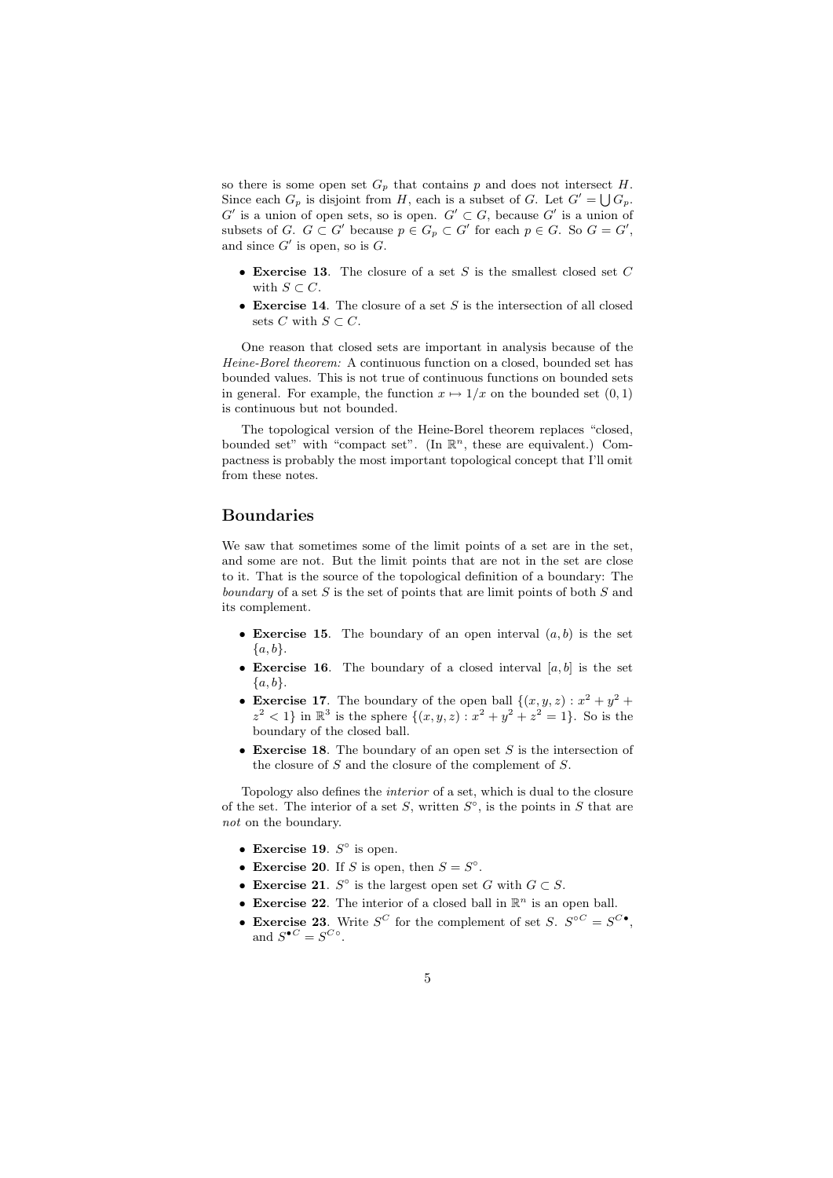so there is some open set $G_p$ that contains $p$ and does not intersect $H$. Since each $G_p$ is disjoint from $H$, each is a subset of $G$. Let $G' = \bigcup G_p$. $G'$ is a union of open sets, so is open. $G' \subset G$, because $G'$ is a union of subsets of $G$. $G \subset G'$ because $p \in G_p \subset G'$ for each $p \in G$. So $G = G'$, and since $G'$ is open, so is $G$.

- **Exercise 13**. The closure of a set $S$ is the smallest closed set $C$ with $S \subset C$.
- **Exercise 14**. The closure of a set $S$ is the intersection of all closed sets $C$ with $S \subset C$.

One reason that closed sets are important in analysis because of the *Heine-Borel theorem:* A continuous function on a closed, bounded set has bounded values. This is not true of continuous functions on bounded sets in general. For example, the function $x \mapsto 1/x$ on the bounded set $(0, 1)$ is continuous but not bounded.

The topological version of the Heine-Borel theorem replaces "closed, bounded set" with "compact set". (In $\mathbb{R}^n$, these are equivalent.) Compactness is probably the most important topological concept that I'll omit from these notes.

## Boundaries

We saw that sometimes some of the limit points of a set are in the set, and some are not. But the limit points that are not in the set are close to it. That is the source of the topological definition of a boundary: The *boundary* of a set $S$ is the set of points that are limit points of both $S$ and its complement.

- **Exercise 15**. The boundary of an open interval $(a, b)$ is the set $\{a, b\}$.
- **Exercise 16**. The boundary of a closed interval $[a, b]$ is the set $\{a, b\}$.
- **Exercise 17**. The boundary of the open ball $\{(x, y, z) : x^2 + y^2 + z^2 < 1\}$ in $\mathbb{R}^3$ is the sphere $\{(x, y, z) : x^2 + y^2 + z^2 = 1\}$. So is the boundary of the closed ball.
- **Exercise 18**. The boundary of an open set $S$ is the intersection of the closure of $S$ and the closure of the complement of $S$.

Topology also defines the *interior* of a set, which is dual to the closure of the set. The interior of a set $S$, written $S^\circ$, is the points in $S$ that are *not* on the boundary.

- **Exercise 19**. $S^\circ$ is open.
- **Exercise 20**. If $S$ is open, then $S = S^\circ$.
- **Exercise 21**. $S^\circ$ is the largest open set $G$ with $G \subset S$.
- **Exercise 22**. The interior of a closed ball in $\mathbb{R}^n$ is an open ball.
- **Exercise 23**. Write $S^C$ for the complement of set $S$. $S^{\circ C} = S^{C\bullet}$, and $S^{\bullet C} = S^{C\circ}$.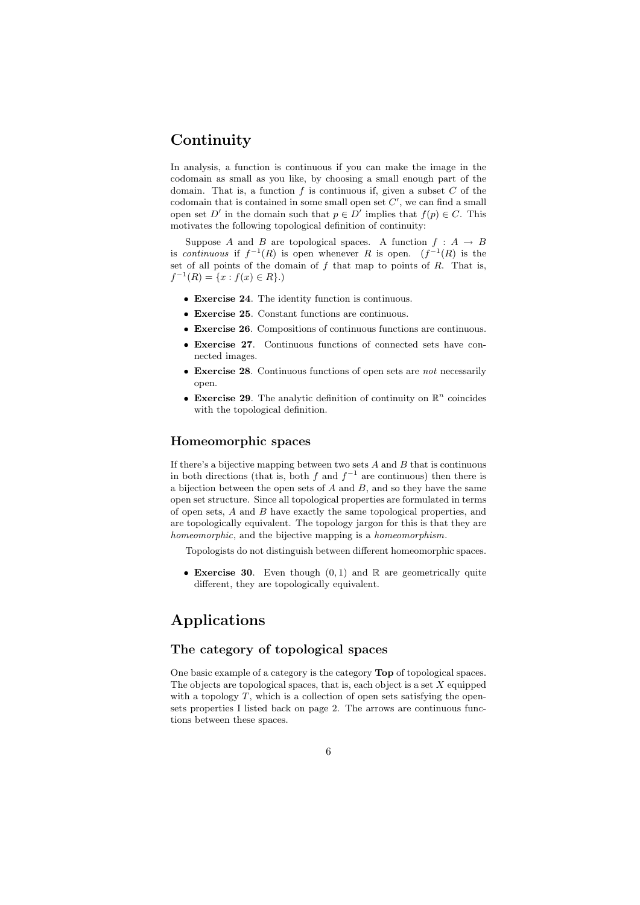# Continuity

In analysis, a function is continuous if you can make the image in the codomain as small as you like, by choosing a small enough part of the domain. That is, a function $f$ is continuous if, given a subset $C$ of the codomain that is contained in some small open set $C'$, we can find a small open set $D'$ in the domain such that $p \in D'$ implies that $f(p) \in C$. This motivates the following topological definition of continuity:

Suppose $A$ and $B$ are topological spaces. A function $f : A \to B$ is *continuous* if $f^{-1}(R)$ is open whenever $R$ is open. ($f^{-1}(R)$ is the set of all points of the domain of $f$ that map to points of $R$. That is, $f^{-1}(R) = \{x : f(x) \in R\}$.)

- **Exercise 24**. The identity function is continuous.
- **Exercise 25**. Constant functions are continuous.
- **Exercise 26**. Compositions of continuous functions are continuous.
- **Exercise 27**. Continuous functions of connected sets have connected images.
- **Exercise 28**. Continuous functions of open sets are *not* necessarily open.
- **Exercise 29**. The analytic definition of continuity on $\mathbb{R}^n$ coincides with the topological definition.

## Homeomorphic spaces

If there's a bijective mapping between two sets $A$ and $B$ that is continuous in both directions (that is, both $f$ and $f^{-1}$ are continuous) then there is a bijection between the open sets of $A$ and $B$, and so they have the same open set structure. Since all topological properties are formulated in terms of open sets, $A$ and $B$ have exactly the same topological properties, and are topologically equivalent. The topology jargon for this is that they are *homeomorphic*, and the bijective mapping is a *homeomorphism*.

Topologists do not distinguish between different homeomorphic spaces.

- **Exercise 30**. Even though $(0, 1)$ and $\mathbb{R}$ are geometrically quite different, they are topologically equivalent.

# Applications

## The category of topological spaces

One basic example of a category is the category **Top** of topological spaces. The objects are topological spaces, that is, each object is a set $X$ equipped with a topology $T$, which is a collection of open sets satisfying the open-sets properties I listed back on page 2. The arrows are continuous functions between these spaces.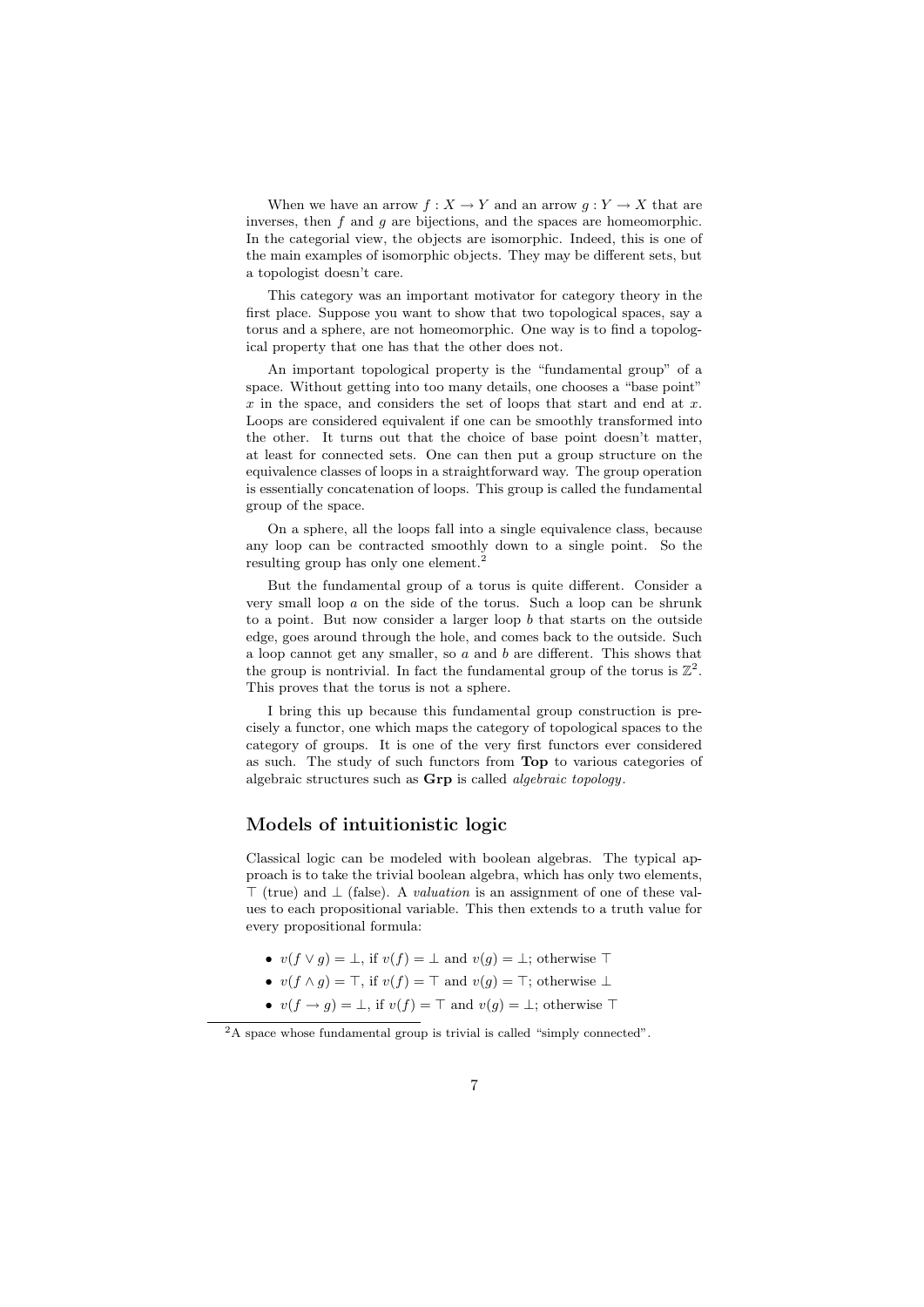When we have an arrow $f : X \to Y$ and an arrow $g : Y \to X$ that are inverses, then $f$ and $g$ are bijections, and the spaces are homeomorphic. In the categorial view, the objects are isomorphic. Indeed, this is one of the main examples of isomorphic objects. They may be different sets, but a topologist doesn't care.

This category was an important motivator for category theory in the first place. Suppose you want to show that two topological spaces, say a torus and a sphere, are not homeomorphic. One way is to find a topological property that one has that the other does not.

An important topological property is the "fundamental group" of a space. Without getting into too many details, one chooses a "base point" $x$ in the space, and considers the set of loops that start and end at $x$. Loops are considered equivalent if one can be smoothly transformed into the other. It turns out that the choice of base point doesn't matter, at least for connected sets. One can then put a group structure on the equivalence classes of loops in a straightforward way. The group operation is essentially concatenation of loops. This group is called the fundamental group of the space.

On a sphere, all the loops fall into a single equivalence class, because any loop can be contracted smoothly down to a single point. So the resulting group has only one element.[2]

But the fundamental group of a torus is quite different. Consider a very small loop $a$ on the side of the torus. Such a loop can be shrunk to a point. But now consider a larger loop $b$ that starts on the outside edge, goes around through the hole, and comes back to the outside. Such a loop cannot get any smaller, so $a$ and $b$ are different. This shows that the group is nontrivial. In fact the fundamental group of the torus is $\mathbb{Z}^2$. This proves that the torus is not a sphere.

I bring this up because this fundamental group construction is precisely a functor, one which maps the category of topological spaces to the category of groups. It is one of the very first functors ever considered as such. The study of such functors from **Top** to various categories of algebraic structures such as **Grp** is called *algebraic topology*.

## Models of intuitionistic logic

Classical logic can be modeled with boolean algebras. The typical approach is to take the trivial boolean algebra, which has only two elements, $\top$ (true) and $\bot$ (false). A *valuation* is an assignment of one of these values to each propositional variable. This then extends to a truth value for every propositional formula:

- $v(f \vee g) = \bot$, if $v(f) = \bot$ and $v(g) = \bot$; otherwise $\top$
- $v(f \wedge g) = \top$, if $v(f) = \top$ and $v(g) = \top$; otherwise $\bot$
- $v(f \to g) = \bot$, if $v(f) = \top$ and $v(g) = \bot$; otherwise $\top$

[2] A space whose fundamental group is trivial is called "simply connected".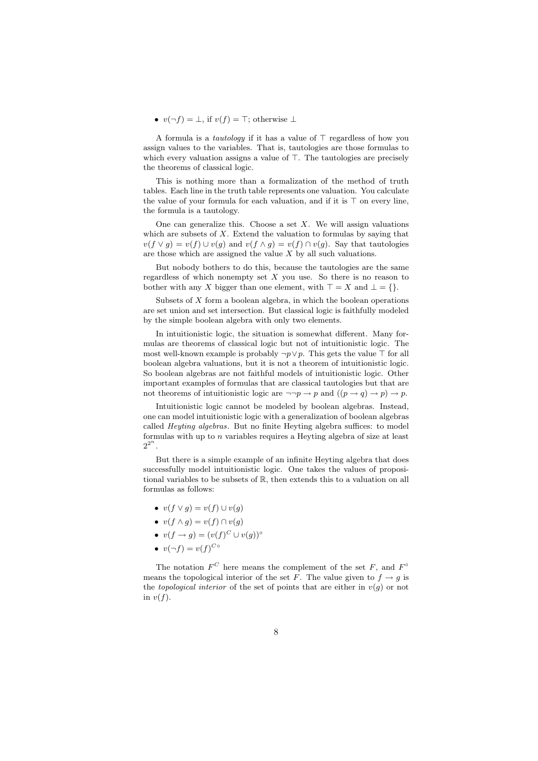- $v(\neg f) = \bot$, if $v(f) = \top$; otherwise $\bot$

A formula is a *tautology* if it has a value of $\top$ regardless of how you assign values to the variables. That is, tautologies are those formulas to which every valuation assigns a value of $\top$. The tautologies are precisely the theorems of classical logic.

This is nothing more than a formalization of the method of truth tables. Each line in the truth table represents one valuation. You calculate the value of your formula for each valuation, and if it is $\top$ on every line, the formula is a tautology.

One can generalize this. Choose a set $X$. We will assign valuations which are subsets of $X$. Extend the valuation to formulas by saying that $v(f \vee g) = v(f) \cup v(g)$ and $v(f \wedge g) = v(f) \cap v(g)$. Say that tautologies are those which are assigned the value $X$ by all such valuations.

But nobody bothers to do this, because the tautologies are the same regardless of which nonempty set $X$ you use. So there is no reason to bother with any $X$ bigger than one element, with $\top = X$ and $\bot = \{\}$.

Subsets of $X$ form a boolean algebra, in which the boolean operations are set union and set intersection. But classical logic is faithfully modeled by the simple boolean algebra with only two elements.

In intuitionistic logic, the situation is somewhat different. Many formulas are theorems of classical logic but not of intuitionistic logic. The most well-known example is probably $\neg p \vee p$. This gets the value $\top$ for all boolean algebra valuations, but it is not a theorem of intuitionistic logic. So boolean algebras are not faithful models of intuitionistic logic. Other important examples of formulas that are classical tautologies but that are not theorems of intuitionistic logic are $\neg\neg p \to p$ and $((p \to q) \to p) \to p$.

Intuitionistic logic cannot be modeled by boolean algebras. Instead, one can model intuitionistic logic with a generalization of boolean algebras called *Heyting algebras*. But no finite Heyting algebra suffices: to model formulas with up to $n$ variables requires a Heyting algebra of size at least $2^{2^n}$.

But there is a simple example of an infinite Heyting algebra that does successfully model intuitionistic logic. One takes the values of propositional variables to be subsets of $\mathbb{R}$, then extends this to a valuation on all formulas as follows:

- $v(f \vee g) = v(f) \cup v(g)$
- $v(f \wedge g) = v(f) \cap v(g)$
- $v(f \to g) = (v(f)^C \cup v(g))^\circ$
- $v(\neg f) = v(f)^{C\circ}$

The notation $F^C$ here means the complement of the set $F$, and $F^\circ$ means the topological interior of the set $F$. The value given to $f \to g$ is the *topological interior* of the set of points that are either in $v(g)$ or not in $v(f)$.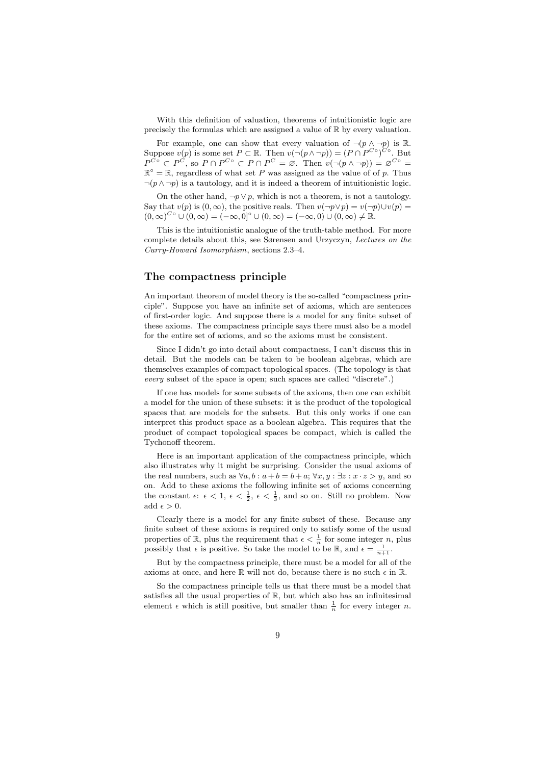With this definition of valuation, theorems of intuitionistic logic are precisely the formulas which are assigned a value of $\mathbb{R}$ by every valuation.

For example, one can show that every valuation of $\neg(p \wedge \neg p)$ is $\mathbb{R}$. Suppose $v(p)$ is some set $P \subset \mathbb{R}$. Then $v(\neg(p \wedge \neg p)) = (P \cap P^{C\circ})^{C\circ}$. But $P^{C\circ} \subset P^{C}$, so $P \cap P^{C\circ} \subset P \cap P^{C} = \varnothing$. Then $v(\neg(p \wedge \neg p)) = \varnothing^{C\circ} = \mathbb{R}^{\circ} = \mathbb{R}$, regardless of what set $P$ was assigned as the value of of $p$. Thus $\neg(p \wedge \neg p)$ is a tautology, and it is indeed a theorem of intuitionistic logic.

On the other hand, $\neg p \vee p$, which is not a theorem, is not a tautology. Say that $v(p)$ is $(0, \infty)$, the positive reals. Then $v(\neg p \vee p) = v(\neg p) \cup v(p) = (0, \infty)^{C\circ} \cup (0, \infty) = (-\infty, 0]^{\circ} \cup (0, \infty) = (-\infty, 0) \cup (0, \infty) \neq \mathbb{R}$.

This is the intuitionistic analogue of the truth-table method. For more complete details about this, see Sørensen and Urzyczyn, *Lectures on the Curry-Howard Isomorphism*, sections 2.3–4.

## The compactness principle

An important theorem of model theory is the so-called "compactness principle". Suppose you have an infinite set of axioms, which are sentences of first-order logic. And suppose there is a model for any finite subset of these axioms. The compactness principle says there must also be a model for the entire set of axioms, and so the axioms must be consistent.

Since I didn't go into detail about compactness, I can't discuss this in detail. But the models can be taken to be boolean algebras, which are themselves examples of compact topological spaces. (The topology is that *every* subset of the space is open; such spaces are called "discrete".)

If one has models for some subsets of the axioms, then one can exhibit a model for the union of these subsets: it is the product of the topological spaces that are models for the subsets. But this only works if one can interpret this product space as a boolean algebra. This requires that the product of compact topological spaces be compact, which is called the Tychonoff theorem.

Here is an important application of the compactness principle, which also illustrates why it might be surprising. Consider the usual axioms of the real numbers, such as $\forall a, b : a + b = b + a$; $\forall x, y : \exists z : x \cdot z > y$, and so on. Add to these axioms the following infinite set of axioms concerning the constant $\epsilon$: $\epsilon < 1$, $\epsilon < \frac{1}{2}$, $\epsilon < \frac{1}{3}$, and so on. Still no problem. Now add $\epsilon > 0$.

Clearly there is a model for any finite subset of these. Because any finite subset of these axioms is required only to satisfy some of the usual properties of $\mathbb{R}$, plus the requirement that $\epsilon < \frac{1}{n}$ for some integer $n$, plus possibly that $\epsilon$ is positive. So take the model to be $\mathbb{R}$, and $\epsilon = \frac{1}{n+1}$.

But by the compactness principle, there must be a model for all of the axioms at once, and here $\mathbb{R}$ will not do, because there is no such $\epsilon$ in $\mathbb{R}$.

So the compactness principle tells us that there must be a model that satisfies all the usual properties of $\mathbb{R}$, but which also has an infinitesimal element $\epsilon$ which is still positive, but smaller than $\frac{1}{n}$ for every integer $n$.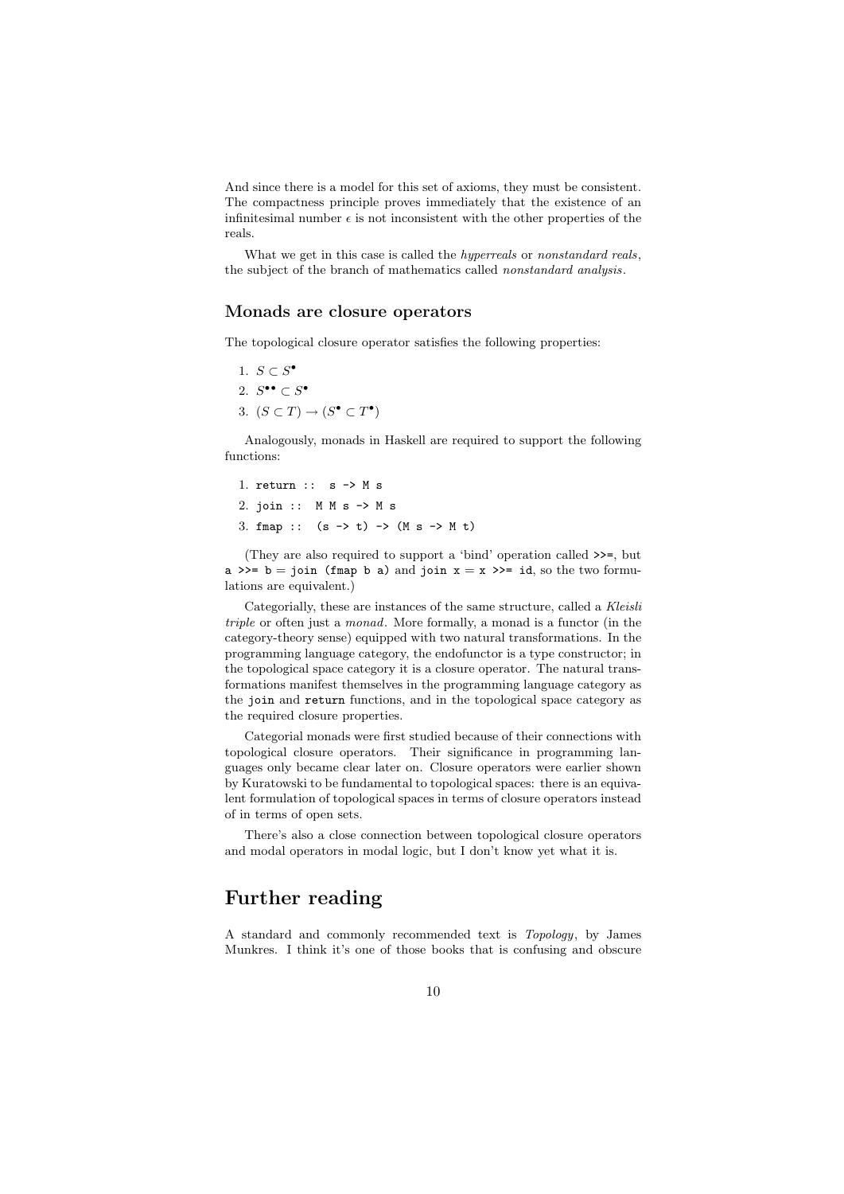And since there is a model for this set of axioms, they must be consistent. The compactness principle proves immediately that the existence of an infinitesimal number $\epsilon$ is not inconsistent with the other properties of the reals.

What we get in this case is called the *hyperreals* or *nonstandard reals*, the subject of the branch of mathematics called *nonstandard analysis*.

### Monads are closure operators

The topological closure operator satisfies the following properties:

1. $S \subset S^{\bullet}$
2. $S^{\bullet\bullet} \subset S^{\bullet}$
3. $(S \subset T) \to (S^{\bullet} \subset T^{\bullet})$

Analogously, monads in Haskell are required to support the following functions:

1. `return ::  s -> M s`
2. `join ::  M M s -> M s`
3. `fmap ::  (s -> t) -> (M s -> M t)`

(They are also required to support a 'bind' operation called `>>=`, but `a >>= b` = `join (fmap b a)` and `join x` = `x >>= id`, so the two formulations are equivalent.)

Categorially, these are instances of the same structure, called a *Kleisli triple* or often just a *monad*. More formally, a monad is a functor (in the category-theory sense) equipped with two natural transformations. In the programming language category, the endofunctor is a type constructor; in the topological space category it is a closure operator. The natural transformations manifest themselves in the programming language category as the `join` and `return` functions, and in the topological space category as the required closure properties.

Categorial monads were first studied because of their connections with topological closure operators. Their significance in programming languages only became clear later on. Closure operators were earlier shown by Kuratowski to be fundamental to topological spaces: there is an equivalent formulation of topological spaces in terms of closure operators instead of in terms of open sets.

There's also a close connection between topological closure operators and modal operators in modal logic, but I don't know yet what it is.

## Further reading

A standard and commonly recommended text is *Topology*, by James Munkres. I think it's one of those books that is confusing and obscure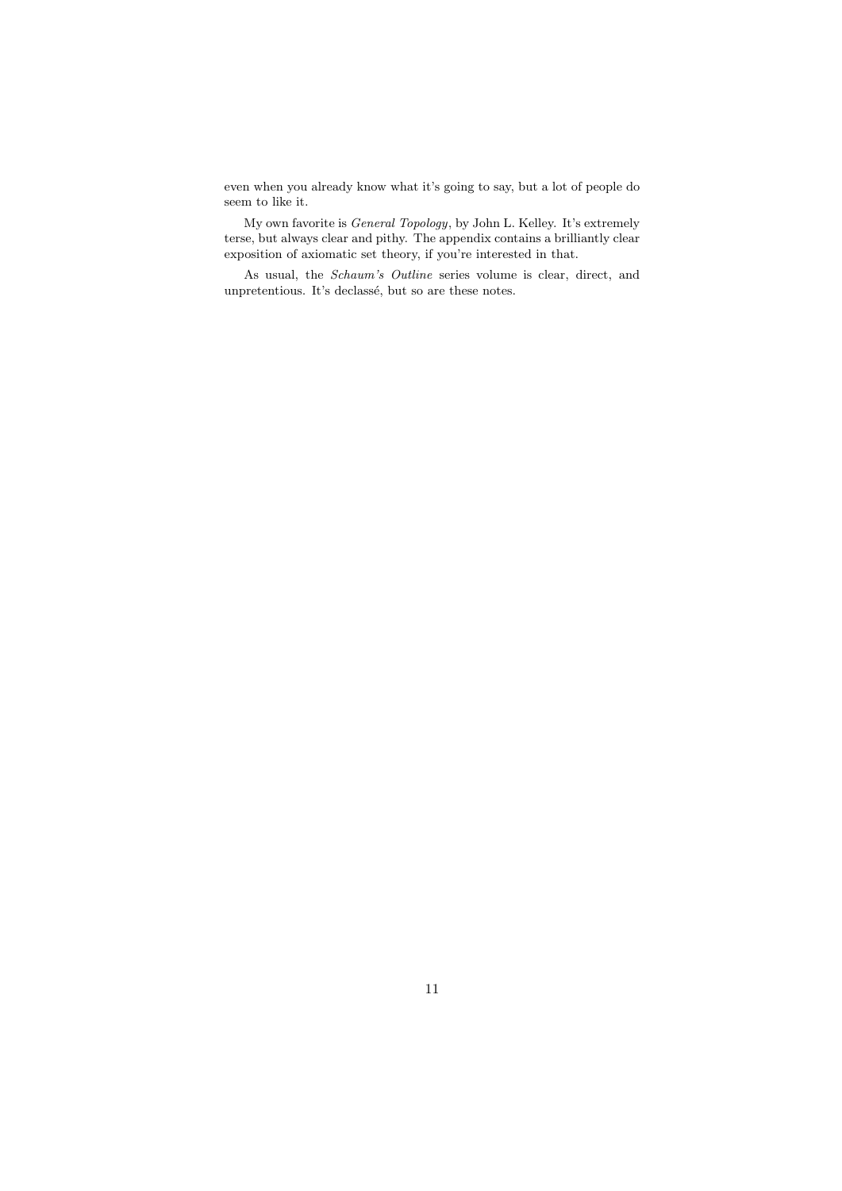even when you already know what it's going to say, but a lot of people do seem to like it.

My own favorite is *General Topology*, by John L. Kelley. It's extremely terse, but always clear and pithy. The appendix contains a brilliantly clear exposition of axiomatic set theory, if you're interested in that.

As usual, the *Schaum's Outline* series volume is clear, direct, and unpretentious. It's declassé, but so are these notes.